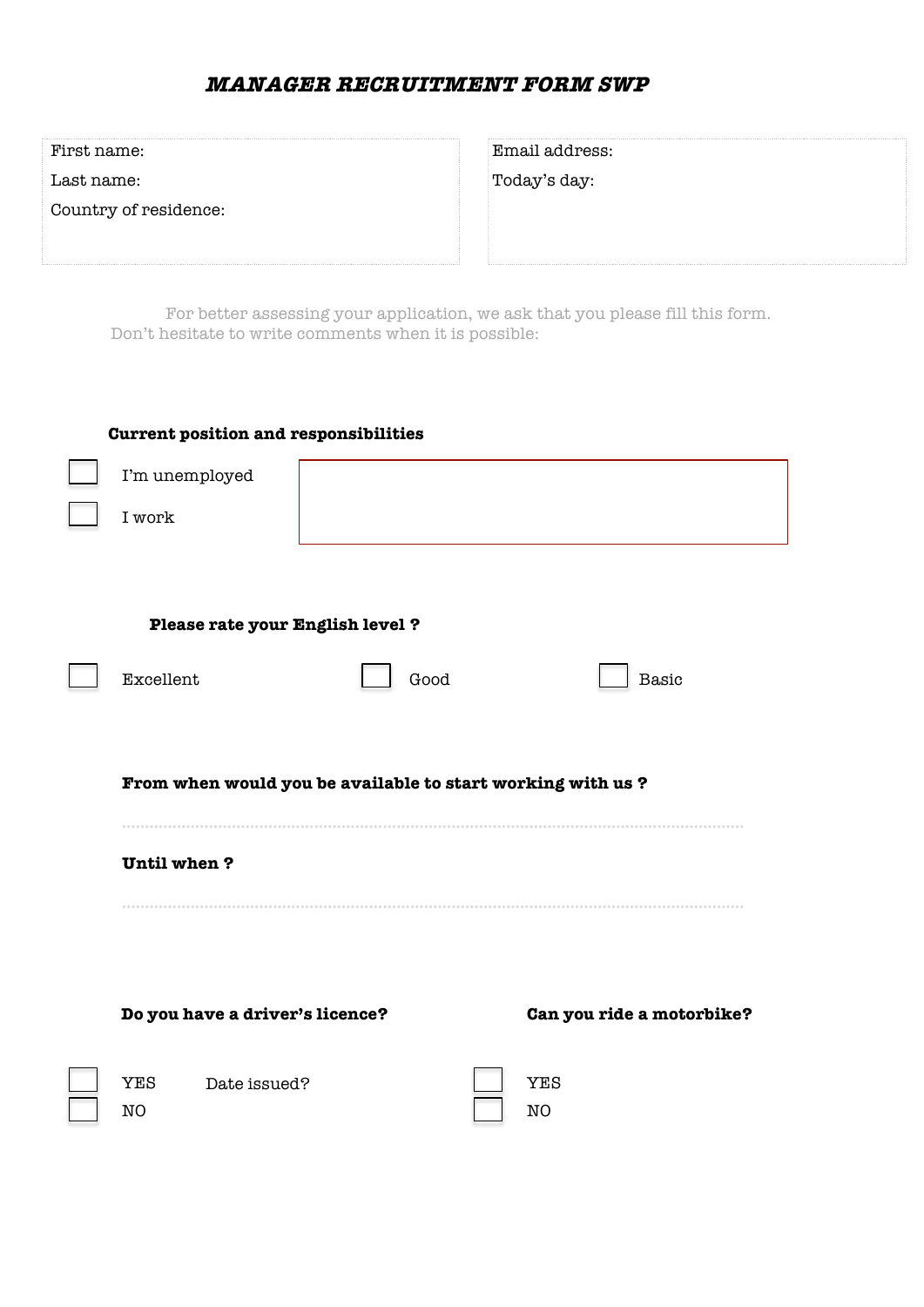# *MANAGER RECRUITMENT FORM SWP*

First name:

Last name:

Country of residence:

Email address:

Today's day:

For better assessing your application, we ask that you please fill this form.
Don't hesitate to write comments when it is possible:

**Current position and responsibilities**

- [ ] I'm unemployed
- [ ] I work

**Please rate your English level ?**

- [ ] Excellent
- [ ] Good
- [ ] Basic

**From when would you be available to start working with us ?**

............................................................................................................

**Until when ?**

............................................................................................................

**Do you have a driver's licence?**

- [ ] YES — Date issued?
- [ ] NO

**Can you ride a motorbike?**

- [ ] YES
- [ ] NO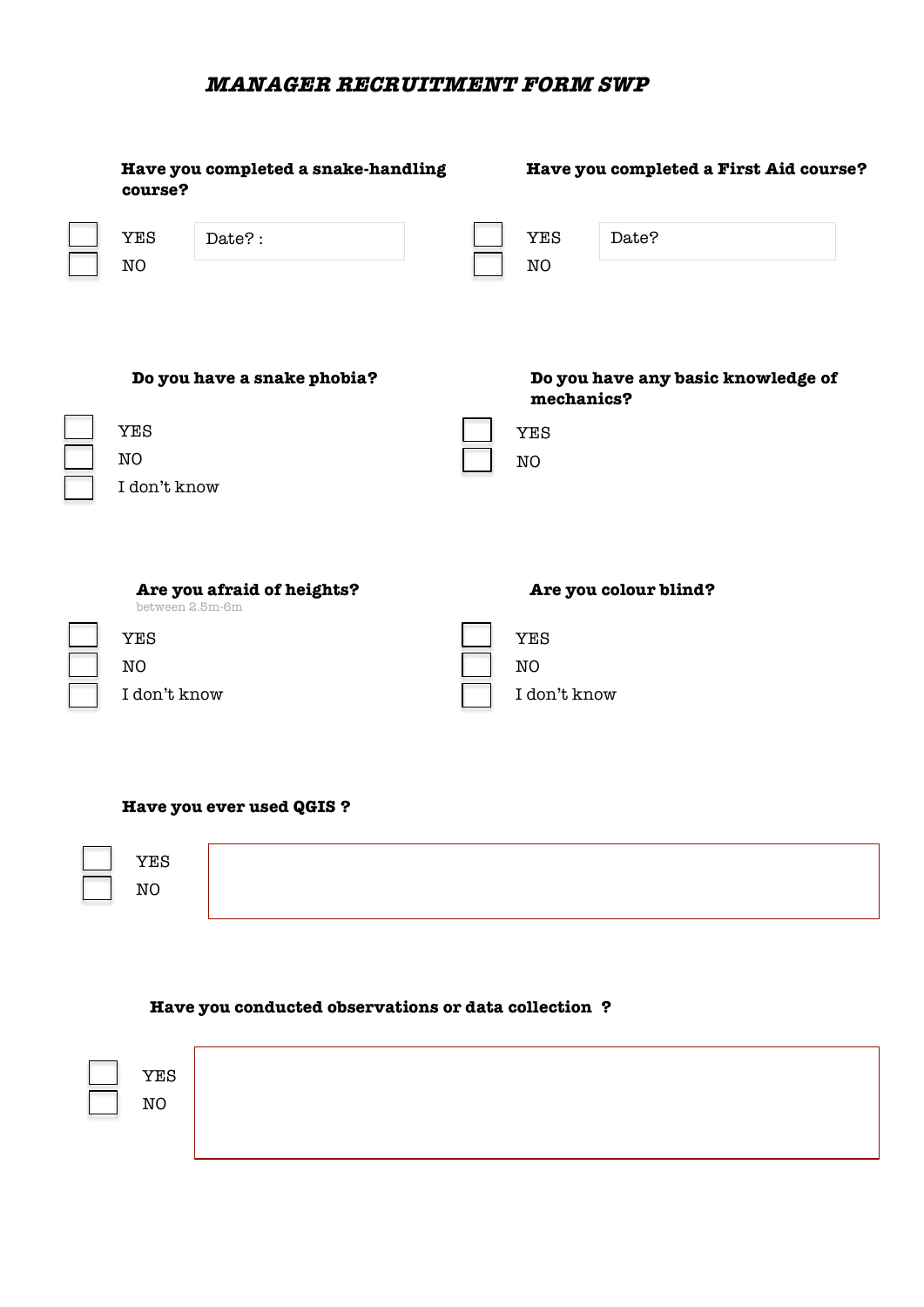## *MANAGER RECRUITMENT FORM SWP*

**Have you completed a snake-handling course?**

- [ ] YES — Date? :
- [ ] NO

**Have you completed a First Aid course?**

- [ ] YES — Date?
- [ ] NO

**Do you have a snake phobia?**

- [ ] YES
- [ ] NO
- [ ] I don't know

**Do you have any basic knowledge of mechanics?**

- [ ] YES
- [ ] NO

**Are you afraid of heights?**
between 2.5m-6m

- [ ] YES
- [ ] NO
- [ ] I don't know

**Are you colour blind?**

- [ ] YES
- [ ] NO
- [ ] I don't know

**Have you ever used QGIS ?**

- [ ] YES
- [ ] NO

**Have you conducted observations or data collection ?**

- [ ] YES
- [ ] NO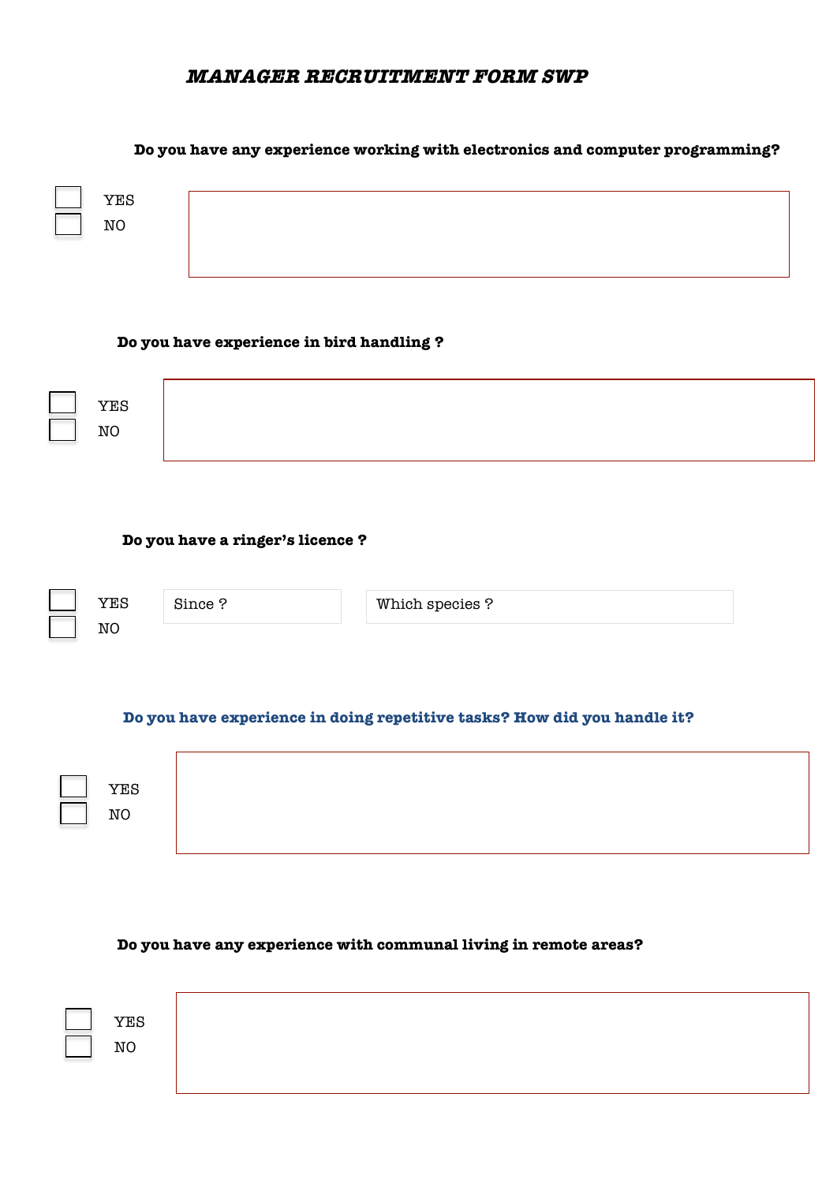# *MANAGER RECRUITMENT FORM SWP*

**Do you have any experience working with electronics and computer programming?**

- [ ] YES
- [ ] NO

**Do you have experience in bird handling ?**

- [ ] YES
- [ ] NO

**Do you have a ringer's licence ?**

- [ ] YES
- [ ] NO

Since ?

Which species ?

**Do you have experience in doing repetitive tasks? How did you handle it?**

- [ ] YES
- [ ] NO

**Do you have any experience with communal living in remote areas?**

- [ ] YES
- [ ] NO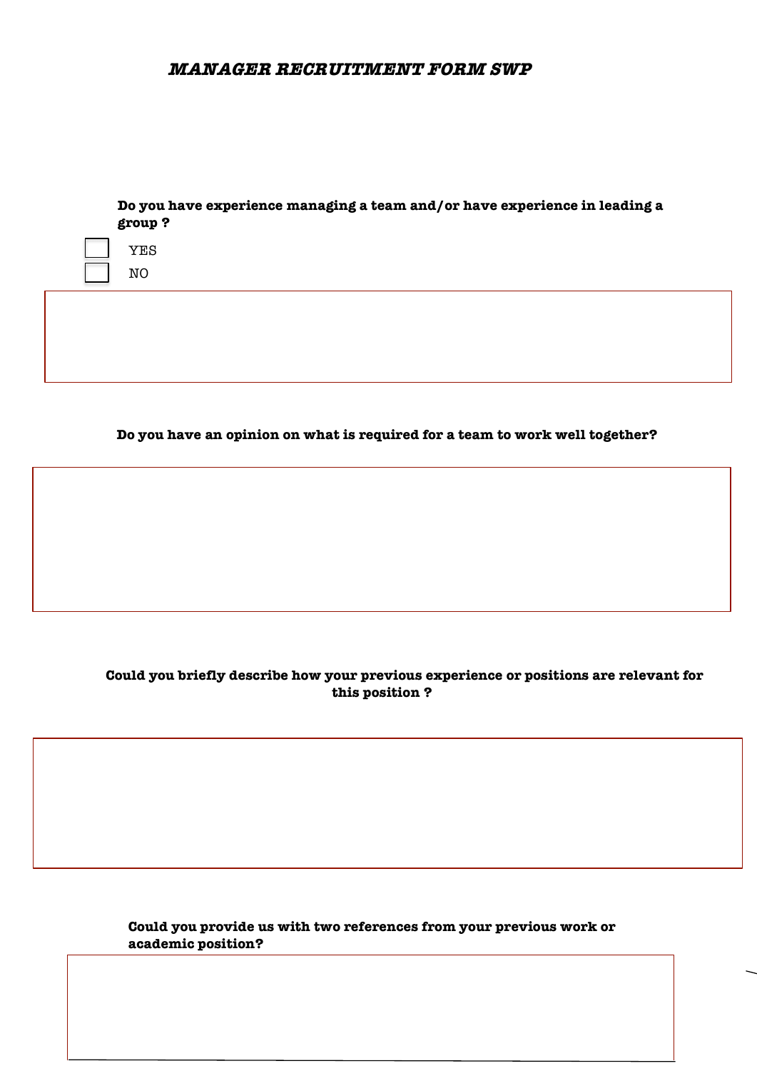# ***MANAGER RECRUITMENT FORM SWP***

**Do you have experience managing a team and/or have experience in leading a group ?**

- [ ] YES
- [ ] NO

**Do you have an opinion on what is required for a team to work well together?**

**Could you briefly describe how your previous experience or positions are relevant for this position ?**

**Could you provide us with two references from your previous work or academic position?**